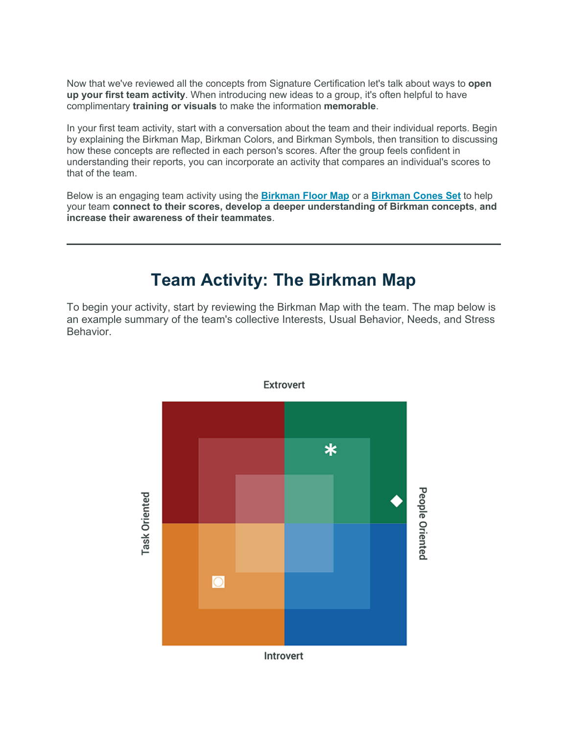Now that we've reviewed all the concepts from Signature Certification let's talk about ways to **open up your first team activity**. When introducing new ideas to a group, it's often helpful to have complimentary **training or visuals** to make the information **memorable**.

In your first team activity, start with a conversation about the team and their individual reports. Begin by explaining the Birkman Map, Birkman Colors, and Birkman Symbols, then transition to discussing how these concepts are reflected in each person's scores. After the group feels confident in understanding their reports, you can incorporate an activity that compares an individual's scores to that of the team.

Below is an engaging team activity using the **Birkman Floor Map** or a **Birkman Cones Set** to help your team **connect to their scores, develop a deeper understanding of Birkman concepts**, **and increase their awareness of their teammates**.

---

# Team Activity: The Birkman Map

To begin your activity, start by reviewing the Birkman Map with the team. The map below is an example summary of the team's collective Interests, Usual Behavior, Needs, and Stress Behavior.

Extrovert

Task Oriented

People Oriented

Introvert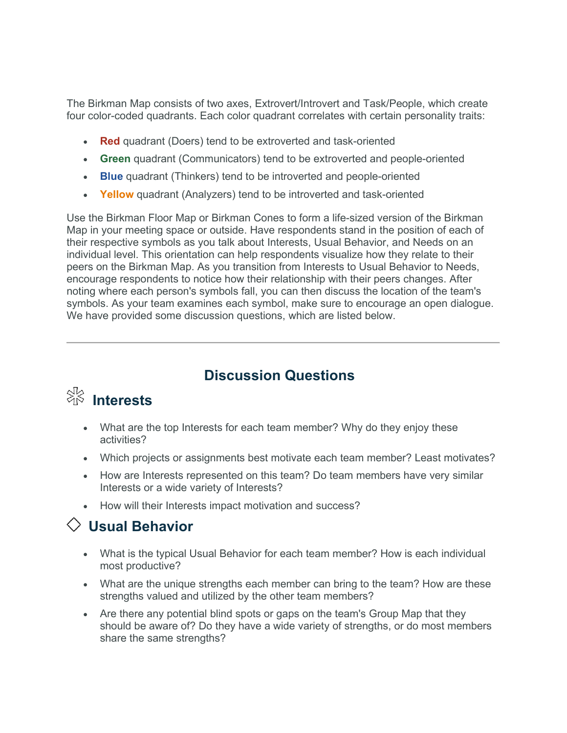The Birkman Map consists of two axes, Extrovert/Introvert and Task/People, which create four color-coded quadrants. Each color quadrant correlates with certain personality traits:

- **Red** quadrant (Doers) tend to be extroverted and task-oriented
- **Green** quadrant (Communicators) tend to be extroverted and people-oriented
- **Blue** quadrant (Thinkers) tend to be introverted and people-oriented
- **Yellow** quadrant (Analyzers) tend to be introverted and task-oriented

Use the Birkman Floor Map or Birkman Cones to form a life-sized version of the Birkman Map in your meeting space or outside. Have respondents stand in the position of each of their respective symbols as you talk about Interests, Usual Behavior, and Needs on an individual level. This orientation can help respondents visualize how they relate to their peers on the Birkman Map. As you transition from Interests to Usual Behavior to Needs, encourage respondents to notice how their relationship with their peers changes. After noting where each person's symbols fall, you can then discuss the location of the team's symbols. As your team examines each symbol, make sure to encourage an open dialogue. We have provided some discussion questions, which are listed below.

---

## Discussion Questions

### Interests

- What are the top Interests for each team member? Why do they enjoy these activities?
- Which projects or assignments best motivate each team member? Least motivates?
- How are Interests represented on this team? Do team members have very similar Interests or a wide variety of Interests?
- How will their Interests impact motivation and success?

### Usual Behavior

- What is the typical Usual Behavior for each team member? How is each individual most productive?
- What are the unique strengths each member can bring to the team? How are these strengths valued and utilized by the other team members?
- Are there any potential blind spots or gaps on the team's Group Map that they should be aware of? Do they have a wide variety of strengths, or do most members share the same strengths?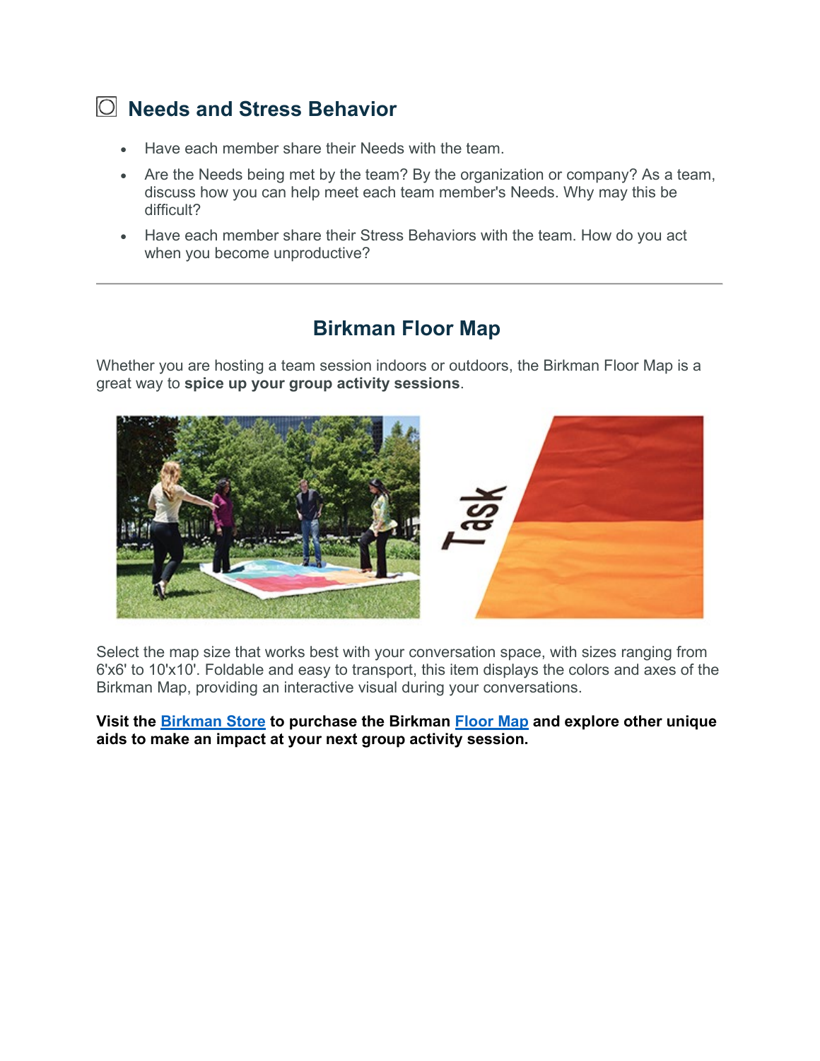## Needs and Stress Behavior

- Have each member share their Needs with the team.
- Are the Needs being met by the team? By the organization or company? As a team, discuss how you can help meet each team member's Needs. Why may this be difficult?
- Have each member share their Stress Behaviors with the team. How do you act when you become unproductive?

---

## Birkman Floor Map

Whether you are hosting a team session indoors or outdoors, the Birkman Floor Map is a great way to **spice up your group activity sessions**.

Select the map size that works best with your conversation space, with sizes ranging from 6'x6' to 10'x10'. Foldable and easy to transport, this item displays the colors and axes of the Birkman Map, providing an interactive visual during your conversations.

**Visit the Birkman Store to purchase the Birkman Floor Map and explore other unique aids to make an impact at your next group activity session.**